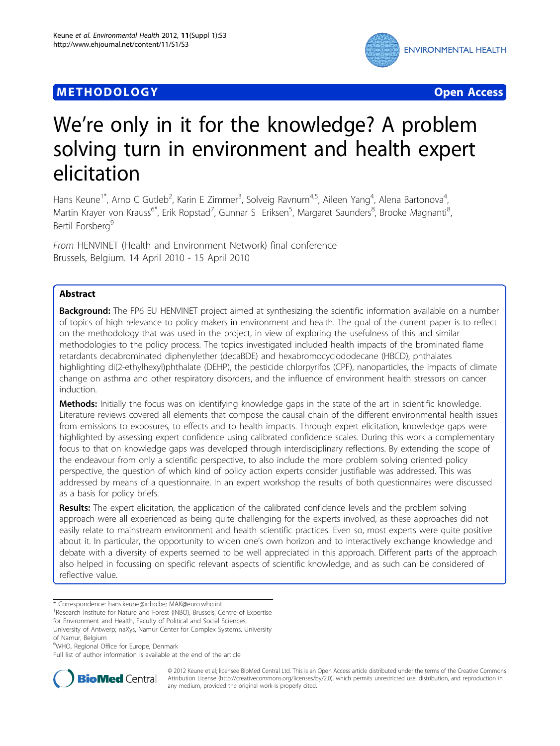**METHODOLOGY** **Open Access**

# We're only in it for the knowledge? A problem solving turn in environment and health expert elicitation

Hans Keune[1*], Arno C Gutleb[2], Karin E Zimmer[3], Solveig Ravnum[4,5], Aileen Yang[4], Alena Bartonova[4], Martin Krayer von Krauss[6*], Erik Ropstad[7], Gunnar S Eriksen[5], Margaret Saunders[8], Brooke Magnanti[8], Bertil Forsberg[9]

*From* HENVINET (Health and Environment Network) final conference
Brussels, Belgium. 14 April 2010 - 15 April 2010

## Abstract

**Background:** The FP6 EU HENVINET project aimed at synthesizing the scientific information available on a number of topics of high relevance to policy makers in environment and health. The goal of the current paper is to reflect on the methodology that was used in the project, in view of exploring the usefulness of this and similar methodologies to the policy process. The topics investigated included health impacts of the brominated flame retardants decabrominated diphenylether (decaBDE) and hexabromocyclododecane (HBCD), phthalates highlighting di(2-ethylhexyl)phthalate (DEHP), the pesticide chlorpyrifos (CPF), nanoparticles, the impacts of climate change on asthma and other respiratory disorders, and the influence of environment health stressors on cancer induction.

**Methods:** Initially the focus was on identifying knowledge gaps in the state of the art in scientific knowledge. Literature reviews covered all elements that compose the causal chain of the different environmental health issues from emissions to exposures, to effects and to health impacts. Through expert elicitation, knowledge gaps were highlighted by assessing expert confidence using calibrated confidence scales. During this work a complementary focus to that on knowledge gaps was developed through interdisciplinary reflections. By extending the scope of the endeavour from only a scientific perspective, to also include the more problem solving oriented policy perspective, the question of which kind of policy action experts consider justifiable was addressed. This was addressed by means of a questionnaire. In an expert workshop the results of both questionnaires were discussed as a basis for policy briefs.

**Results:** The expert elicitation, the application of the calibrated confidence levels and the problem solving approach were all experienced as being quite challenging for the experts involved, as these approaches did not easily relate to mainstream environment and health scientific practices. Even so, most experts were quite positive about it. In particular, the opportunity to widen one's own horizon and to interactively exchange knowledge and debate with a diversity of experts seemed to be well appreciated in this approach. Different parts of the approach also helped in focussing on specific relevant aspects of scientific knowledge, and as such can be considered of reflective value.

---

\* Correspondence: hans.keune@inbo.be; MAK@euro.who.int
[1]Research Institute for Nature and Forest (INBO), Brussels; Centre of Expertise for Environment and Health, Faculty of Political and Social Sciences, University of Antwerp; naXys, Namur Center for Complex Systems, University of Namur, Belgium
[6]WHO, Regional Office for Europe, Denmark
Full list of author information is available at the end of the article

© 2012 Keune et al; licensee BioMed Central Ltd. This is an Open Access article distributed under the terms of the Creative Commons Attribution License (http://creativecommons.org/licenses/by/2.0), which permits unrestricted use, distribution, and reproduction in any medium, provided the original work is properly cited.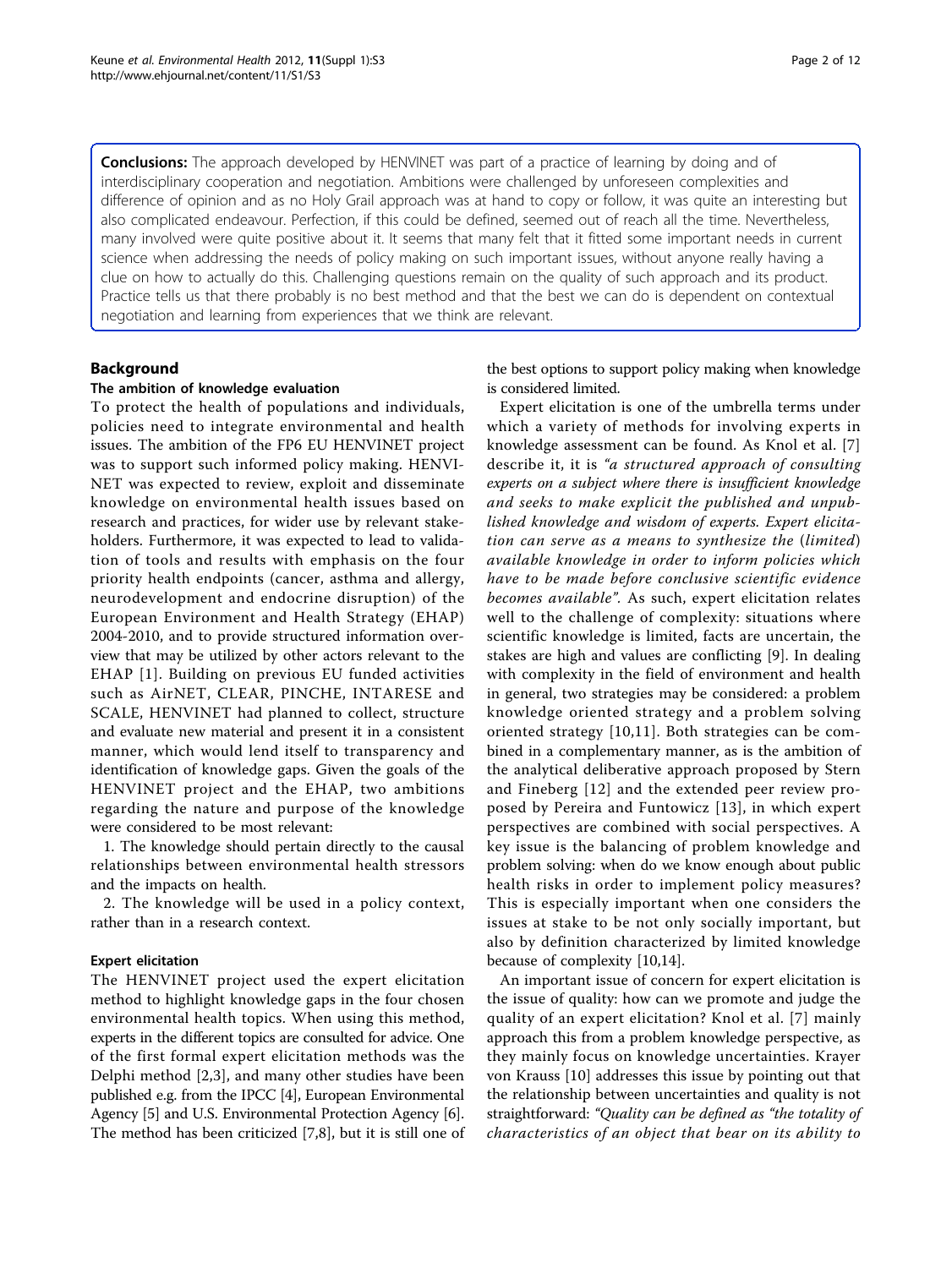**Conclusions:** The approach developed by HENVINET was part of a practice of learning by doing and of interdisciplinary cooperation and negotiation. Ambitions were challenged by unforeseen complexities and difference of opinion and as no Holy Grail approach was at hand to copy or follow, it was quite an interesting but also complicated endeavour. Perfection, if this could be defined, seemed out of reach all the time. Nevertheless, many involved were quite positive about it. It seems that many felt that it fitted some important needs in current science when addressing the needs of policy making on such important issues, without anyone really having a clue on how to actually do this. Challenging questions remain on the quality of such approach and its product. Practice tells us that there probably is no best method and that the best we can do is dependent on contextual negotiation and learning from experiences that we think are relevant.

## Background

### The ambition of knowledge evaluation

To protect the health of populations and individuals, policies need to integrate environmental and health issues. The ambition of the FP6 EU HENVINET project was to support such informed policy making. HENVINET was expected to review, exploit and disseminate knowledge on environmental health issues based on research and practices, for wider use by relevant stakeholders. Furthermore, it was expected to lead to validation of tools and results with emphasis on the four priority health endpoints (cancer, asthma and allergy, neurodevelopment and endocrine disruption) of the European Environment and Health Strategy (EHAP) 2004-2010, and to provide structured information overview that may be utilized by other actors relevant to the EHAP [1]. Building on previous EU funded activities such as AirNET, CLEAR, PINCHE, INTARESE and SCALE, HENVINET had planned to collect, structure and evaluate new material and present it in a consistent manner, which would lend itself to transparency and identification of knowledge gaps. Given the goals of the HENVINET project and the EHAP, two ambitions regarding the nature and purpose of the knowledge were considered to be most relevant:

1. The knowledge should pertain directly to the causal relationships between environmental health stressors and the impacts on health.

2. The knowledge will be used in a policy context, rather than in a research context.

### Expert elicitation

The HENVINET project used the expert elicitation method to highlight knowledge gaps in the four chosen environmental health topics. When using this method, experts in the different topics are consulted for advice. One of the first formal expert elicitation methods was the Delphi method [2,3], and many other studies have been published e.g. from the IPCC [4], European Environmental Agency [5] and U.S. Environmental Protection Agency [6]. The method has been criticized [7,8], but it is still one of the best options to support policy making when knowledge is considered limited.

Expert elicitation is one of the umbrella terms under which a variety of methods for involving experts in knowledge assessment can be found. As Knol et al. [7] describe it, it is *"a structured approach of consulting experts on a subject where there is insufficient knowledge and seeks to make explicit the published and unpublished knowledge and wisdom of experts. Expert elicitation can serve as a means to synthesize the (limited) available knowledge in order to inform policies which have to be made before conclusive scientific evidence becomes available"*. As such, expert elicitation relates well to the challenge of complexity: situations where scientific knowledge is limited, facts are uncertain, the stakes are high and values are conflicting [9]. In dealing with complexity in the field of environment and health in general, two strategies may be considered: a problem knowledge oriented strategy and a problem solving oriented strategy [10,11]. Both strategies can be combined in a complementary manner, as is the ambition of the analytical deliberative approach proposed by Stern and Fineberg [12] and the extended peer review proposed by Pereira and Funtowicz [13], in which expert perspectives are combined with social perspectives. A key issue is the balancing of problem knowledge and problem solving: when do we know enough about public health risks in order to implement policy measures? This is especially important when one considers the issues at stake to be not only socially important, but also by definition characterized by limited knowledge because of complexity [10,14].

An important issue of concern for expert elicitation is the issue of quality: how can we promote and judge the quality of an expert elicitation? Knol et al. [7] mainly approach this from a problem knowledge perspective, as they mainly focus on knowledge uncertainties. Krayer von Krauss [10] addresses this issue by pointing out that the relationship between uncertainties and quality is not straightforward: *"Quality can be defined as "the totality of characteristics of an object that bear on its ability to*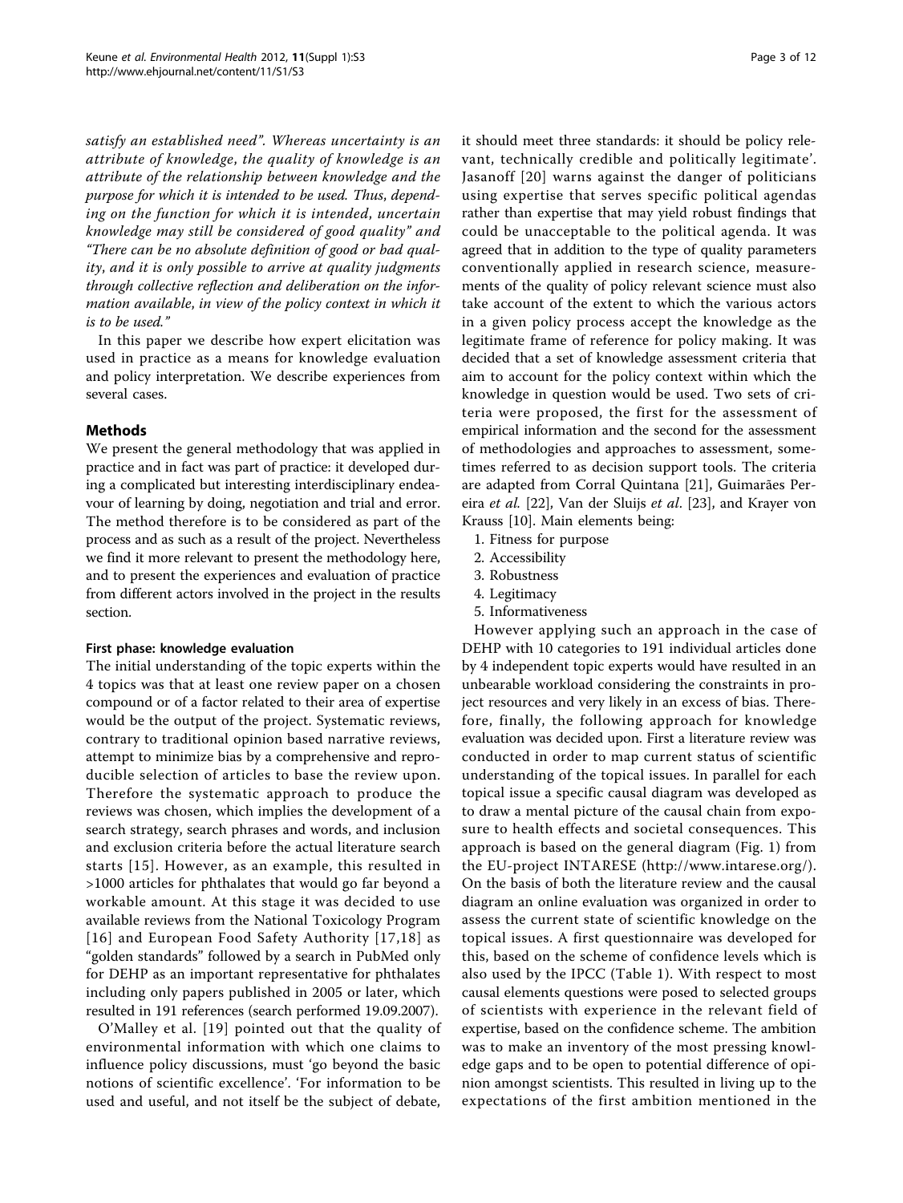*satisfy an established need". Whereas uncertainty is an attribute of knowledge, the quality of knowledge is an attribute of the relationship between knowledge and the purpose for which it is intended to be used. Thus, depending on the function for which it is intended, uncertain knowledge may still be considered of good quality" and "There can be no absolute definition of good or bad quality, and it is only possible to arrive at quality judgments through collective reflection and deliberation on the information available, in view of the policy context in which it is to be used."*

In this paper we describe how expert elicitation was used in practice as a means for knowledge evaluation and policy interpretation. We describe experiences from several cases.

## Methods

We present the general methodology that was applied in practice and in fact was part of practice: it developed during a complicated but interesting interdisciplinary endeavour of learning by doing, negotiation and trial and error. The method therefore is to be considered as part of the process and as such as a result of the project. Nevertheless we find it more relevant to present the methodology here, and to present the experiences and evaluation of practice from different actors involved in the project in the results section.

### First phase: knowledge evaluation

The initial understanding of the topic experts within the 4 topics was that at least one review paper on a chosen compound or of a factor related to their area of expertise would be the output of the project. Systematic reviews, contrary to traditional opinion based narrative reviews, attempt to minimize bias by a comprehensive and reproducible selection of articles to base the review upon. Therefore the systematic approach to produce the reviews was chosen, which implies the development of a search strategy, search phrases and words, and inclusion and exclusion criteria before the actual literature search starts [15]. However, as an example, this resulted in >1000 articles for phthalates that would go far beyond a workable amount. At this stage it was decided to use available reviews from the National Toxicology Program [16] and European Food Safety Authority [17,18] as "golden standards" followed by a search in PubMed only for DEHP as an important representative for phthalates including only papers published in 2005 or later, which resulted in 191 references (search performed 19.09.2007).

O'Malley et al. [19] pointed out that the quality of environmental information with which one claims to influence policy discussions, must 'go beyond the basic notions of scientific excellence'. 'For information to be used and useful, and not itself be the subject of debate, it should meet three standards: it should be policy relevant, technically credible and politically legitimate'. Jasanoff [20] warns against the danger of politicians using expertise that serves specific political agendas rather than expertise that may yield robust findings that could be unacceptable to the political agenda. It was agreed that in addition to the type of quality parameters conventionally applied in research science, measurements of the quality of policy relevant science must also take account of the extent to which the various actors in a given policy process accept the knowledge as the legitimate frame of reference for policy making. It was decided that a set of knowledge assessment criteria that aim to account for the policy context within which the knowledge in question would be used. Two sets of criteria were proposed, the first for the assessment of empirical information and the second for the assessment of methodologies and approaches to assessment, sometimes referred to as decision support tools. The criteria are adapted from Corral Quintana [21], Guimarães Pereira *et al.* [22], Van der Sluijs *et al.* [23], and Krayer von Krauss [10]. Main elements being:

1. Fitness for purpose
2. Accessibility
3. Robustness
4. Legitimacy
5. Informativeness

However applying such an approach in the case of DEHP with 10 categories to 191 individual articles done by 4 independent topic experts would have resulted in an unbearable workload considering the constraints in project resources and very likely in an excess of bias. Therefore, finally, the following approach for knowledge evaluation was decided upon. First a literature review was conducted in order to map current status of scientific understanding of the topical issues. In parallel for each topical issue a specific causal diagram was developed as to draw a mental picture of the causal chain from exposure to health effects and societal consequences. This approach is based on the general diagram (Fig. 1) from the EU-project INTARESE (http://www.intarese.org/). On the basis of both the literature review and the causal diagram an online evaluation was organized in order to assess the current state of scientific knowledge on the topical issues. A first questionnaire was developed for this, based on the scheme of confidence levels which is also used by the IPCC (Table 1). With respect to most causal elements questions were posed to selected groups of scientists with experience in the relevant field of expertise, based on the confidence scheme. The ambition was to make an inventory of the most pressing knowledge gaps and to be open to potential difference of opinion amongst scientists. This resulted in living up to the expectations of the first ambition mentioned in the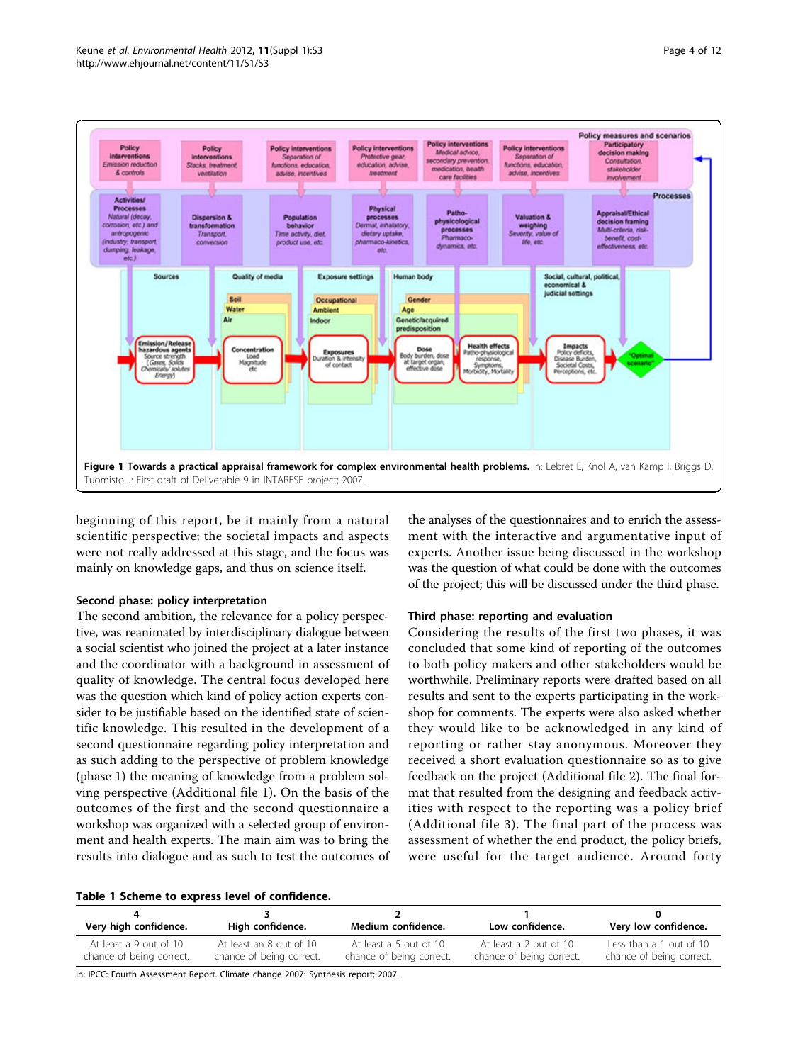**Figure 1 Towards a practical appraisal framework for complex environmental health problems.** In: Lebret E, Knol A, van Kamp I, Briggs D, Tuomisto J: First draft of Deliverable 9 in INTARESE project; 2007.

beginning of this report, be it mainly from a natural scientific perspective; the societal impacts and aspects were not really addressed at this stage, and the focus was mainly on knowledge gaps, and thus on science itself.

### Second phase: policy interpretation

The second ambition, the relevance for a policy perspective, was reanimated by interdisciplinary dialogue between a social scientist who joined the project at a later instance and the coordinator with a background in assessment of quality of knowledge. The central focus developed here was the question which kind of policy action experts consider to be justifiable based on the identified state of scientific knowledge. This resulted in the development of a second questionnaire regarding policy interpretation and as such adding to the perspective of problem knowledge (phase 1) the meaning of knowledge from a problem solving perspective (Additional file 1). On the basis of the outcomes of the first and the second questionnaire a workshop was organized with a selected group of environment and health experts. The main aim was to bring the results into dialogue and as such to test the outcomes of the analyses of the questionnaires and to enrich the assessment with the interactive and argumentative input of experts. Another issue being discussed in the workshop was the question of what could be done with the outcomes of the project; this will be discussed under the third phase.

### Third phase: reporting and evaluation

Considering the results of the first two phases, it was concluded that some kind of reporting of the outcomes to both policy makers and other stakeholders would be worthwhile. Preliminary reports were drafted based on all results and sent to the experts participating in the workshop for comments. The experts were also asked whether they would like to be acknowledged in any kind of reporting or rather stay anonymous. Moreover they received a short evaluation questionnaire so as to give feedback on the project (Additional file 2). The final format that resulted from the designing and feedback activities with respect to the reporting was a policy brief (Additional file 3). The final part of the process was assessment of whether the end product, the policy briefs, were useful for the target audience. Around forty

**Table 1 Scheme to express level of confidence.**

| 4<br>Very high confidence. | 3<br>High confidence. | 2<br>Medium confidence. | 1<br>Low confidence. | 0<br>Very low confidence. |
|---|---|---|---|---|
| At least a 9 out of 10 chance of being correct. | At least an 8 out of 10 chance of being correct. | At least a 5 out of 10 chance of being correct. | At least a 2 out of 10 chance of being correct. | Less than a 1 out of 10 chance of being correct. |

In: IPCC: Fourth Assessment Report. Climate change 2007: Synthesis report; 2007.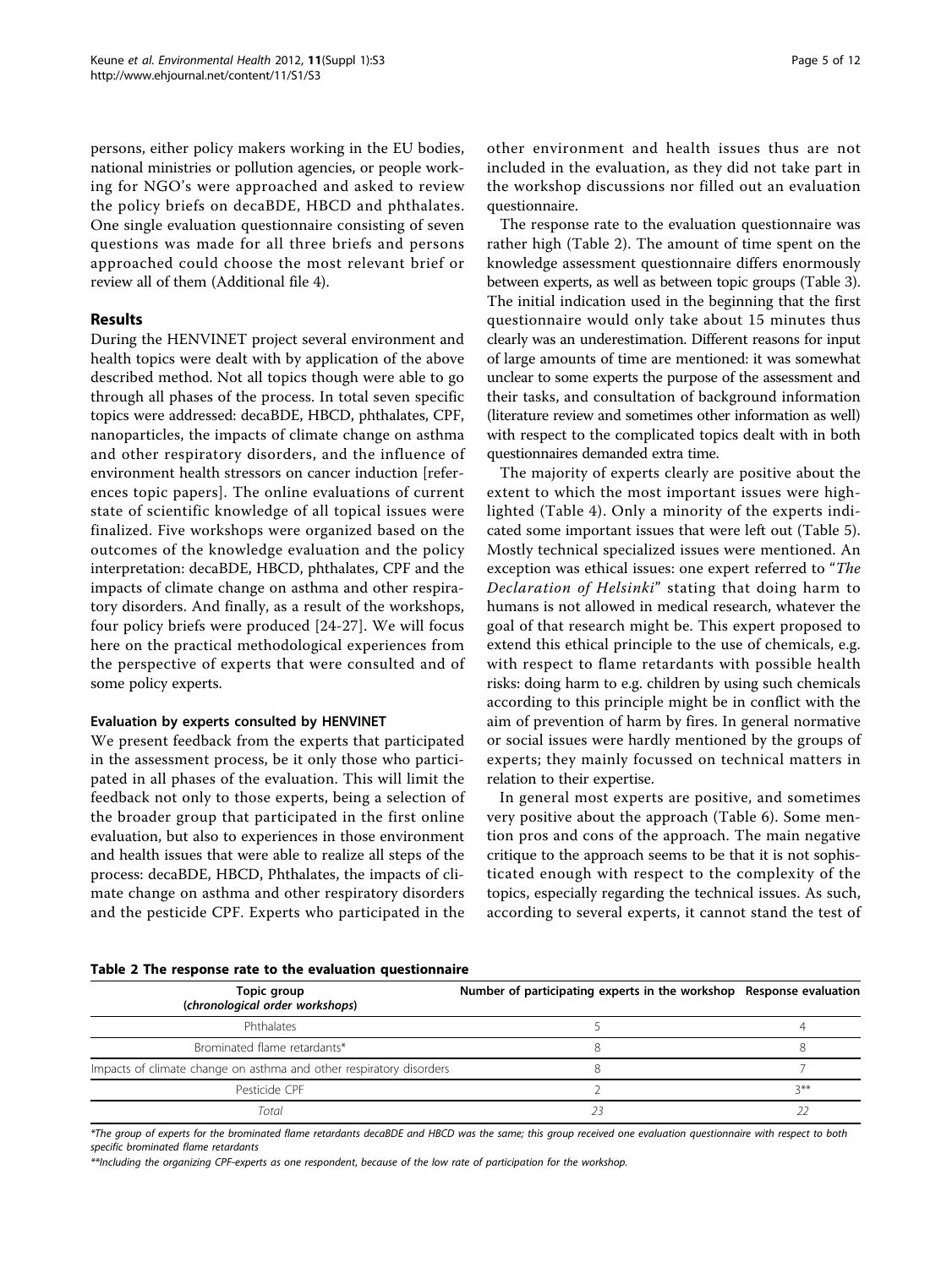persons, either policy makers working in the EU bodies, national ministries or pollution agencies, or people working for NGO's were approached and asked to review the policy briefs on decaBDE, HBCD and phthalates. One single evaluation questionnaire consisting of seven questions was made for all three briefs and persons approached could choose the most relevant brief or review all of them (Additional file 4).

## Results

During the HENVINET project several environment and health topics were dealt with by application of the above described method. Not all topics though were able to go through all phases of the process. In total seven specific topics were addressed: decaBDE, HBCD, phthalates, CPF, nanoparticles, the impacts of climate change on asthma and other respiratory disorders, and the influence of environment health stressors on cancer induction [references topic papers]. The online evaluations of current state of scientific knowledge of all topical issues were finalized. Five workshops were organized based on the outcomes of the knowledge evaluation and the policy interpretation: decaBDE, HBCD, phthalates, CPF and the impacts of climate change on asthma and other respiratory disorders. And finally, as a result of the workshops, four policy briefs were produced [24-27]. We will focus here on the practical methodological experiences from the perspective of experts that were consulted and of some policy experts.

### Evaluation by experts consulted by HENVINET

We present feedback from the experts that participated in the assessment process, be it only those who participated in all phases of the evaluation. This will limit the feedback not only to those experts, being a selection of the broader group that participated in the first online evaluation, but also to experiences in those environment and health issues that were able to realize all steps of the process: decaBDE, HBCD, Phthalates, the impacts of climate change on asthma and other respiratory disorders and the pesticide CPF. Experts who participated in the other environment and health issues thus are not included in the evaluation, as they did not take part in the workshop discussions nor filled out an evaluation questionnaire.

The response rate to the evaluation questionnaire was rather high (Table 2). The amount of time spent on the knowledge assessment questionnaire differs enormously between experts, as well as between topic groups (Table 3). The initial indication used in the beginning that the first questionnaire would only take about 15 minutes thus clearly was an underestimation. Different reasons for input of large amounts of time are mentioned: it was somewhat unclear to some experts the purpose of the assessment and their tasks, and consultation of background information (literature review and sometimes other information as well) with respect to the complicated topics dealt with in both questionnaires demanded extra time.

The majority of experts clearly are positive about the extent to which the most important issues were highlighted (Table 4). Only a minority of the experts indicated some important issues that were left out (Table 5). Mostly technical specialized issues were mentioned. An exception was ethical issues: one expert referred to "*The Declaration of Helsinki*" stating that doing harm to humans is not allowed in medical research, whatever the goal of that research might be. This expert proposed to extend this ethical principle to the use of chemicals, e.g. with respect to flame retardants with possible health risks: doing harm to e.g. children by using such chemicals according to this principle might be in conflict with the aim of prevention of harm by fires. In general normative or social issues were hardly mentioned by the groups of experts; they mainly focussed on technical matters in relation to their expertise.

In general most experts are positive, and sometimes very positive about the approach (Table 6). Some mention pros and cons of the approach. The main negative critique to the approach seems to be that it is not sophisticated enough with respect to the complexity of the topics, especially regarding the technical issues. As such, according to several experts, it cannot stand the test of

**Table 2 The response rate to the evaluation questionnaire**

| Topic group (*chronological order workshops*) | Number of participating experts in the workshop | Response evaluation |
|---|---|---|
| Phthalates | 5 | 4 |
| Brominated flame retardants* | 8 | 8 |
| Impacts of climate change on asthma and other respiratory disorders | 8 | 7 |
| Pesticide CPF | 2 | 3** |
| *Total* | *23* | *22* |

*The group of experts for the brominated flame retardants decaBDE and HBCD was the same; this group received one evaluation questionnaire with respect to both specific brominated flame retardants

**Including the organizing CPF-experts as one respondent, because of the low rate of participation for the workshop.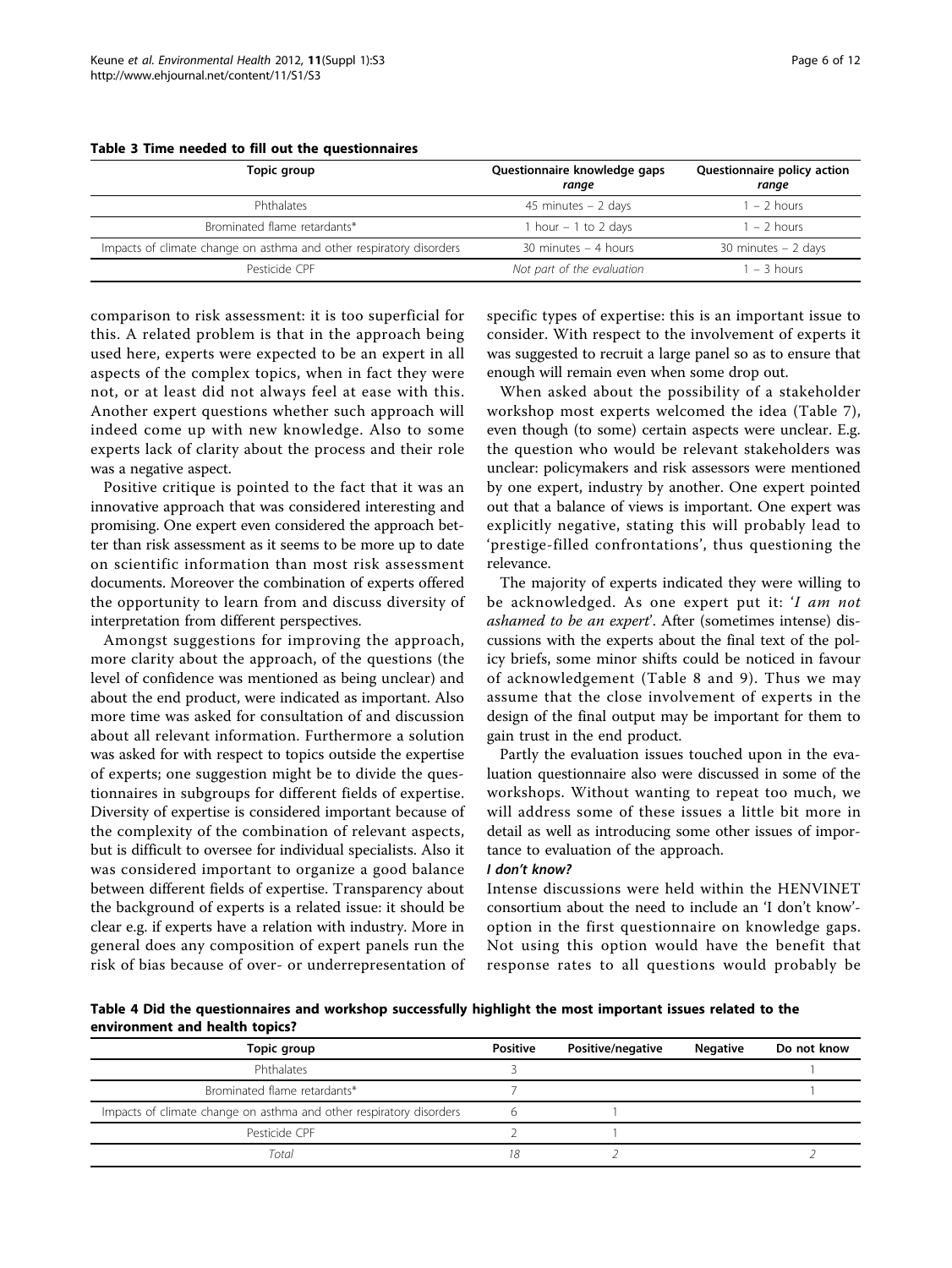**Table 3 Time needed to fill out the questionnaires**

| Topic group | Questionnaire knowledge gaps *range* | Questionnaire policy action *range* |
|---|---|---|
| Phthalates | 45 minutes – 2 days | 1 – 2 hours |
| Brominated flame retardants* | 1 hour – 1 to 2 days | 1 – 2 hours |
| Impacts of climate change on asthma and other respiratory disorders | 30 minutes – 4 hours | 30 minutes – 2 days |
| Pesticide CPF | *Not part of the evaluation* | 1 – 3 hours |

comparison to risk assessment: it is too superficial for this. A related problem is that in the approach being used here, experts were expected to be an expert in all aspects of the complex topics, when in fact they were not, or at least did not always feel at ease with this. Another expert questions whether such approach will indeed come up with new knowledge. Also to some experts lack of clarity about the process and their role was a negative aspect.

Positive critique is pointed to the fact that it was an innovative approach that was considered interesting and promising. One expert even considered the approach better than risk assessment as it seems to be more up to date on scientific information than most risk assessment documents. Moreover the combination of experts offered the opportunity to learn from and discuss diversity of interpretation from different perspectives.

Amongst suggestions for improving the approach, more clarity about the approach, of the questions (the level of confidence was mentioned as being unclear) and about the end product, were indicated as important. Also more time was asked for consultation of and discussion about all relevant information. Furthermore a solution was asked for with respect to topics outside the expertise of experts; one suggestion might be to divide the questionnaires in subgroups for different fields of expertise. Diversity of expertise is considered important because of the complexity of the combination of relevant aspects, but is difficult to oversee for individual specialists. Also it was considered important to organize a good balance between different fields of expertise. Transparency about the background of experts is a related issue: it should be clear e.g. if experts have a relation with industry. More in general does any composition of expert panels run the risk of bias because of over- or underrepresentation of specific types of expertise: this is an important issue to consider. With respect to the involvement of experts it was suggested to recruit a large panel so as to ensure that enough will remain even when some drop out.

When asked about the possibility of a stakeholder workshop most experts welcomed the idea (Table 7), even though (to some) certain aspects were unclear. E.g. the question who would be relevant stakeholders was unclear: policymakers and risk assessors were mentioned by one expert, industry by another. One expert pointed out that a balance of views is important. One expert was explicitly negative, stating this will probably lead to 'prestige-filled confrontations', thus questioning the relevance.

The majority of experts indicated they were willing to be acknowledged. As one expert put it: '*I am not ashamed to be an expert*'. After (sometimes intense) discussions with the experts about the final text of the policy briefs, some minor shifts could be noticed in favour of acknowledgement (Table 8 and 9). Thus we may assume that the close involvement of experts in the design of the final output may be important for them to gain trust in the end product.

Partly the evaluation issues touched upon in the evaluation questionnaire also were discussed in some of the workshops. Without wanting to repeat too much, we will address some of these issues a little bit more in detail as well as introducing some other issues of importance to evaluation of the approach.

#### *I don't know?*

Intense discussions were held within the HENVINET consortium about the need to include an 'I don't know'-option in the first questionnaire on knowledge gaps. Not using this option would have the benefit that response rates to all questions would probably be

**Table 4 Did the questionnaires and workshop successfully highlight the most important issues related to the environment and health topics?**

| Topic group | Positive | Positive/negative | Negative | Do not know |
|---|---|---|---|---|
| Phthalates | 3 | | | 1 |
| Brominated flame retardants* | 7 | | | 1 |
| Impacts of climate change on asthma and other respiratory disorders | 6 | 1 | | |
| Pesticide CPF | 2 | 1 | | |
| *Total* | *18* | *2* | | *2* |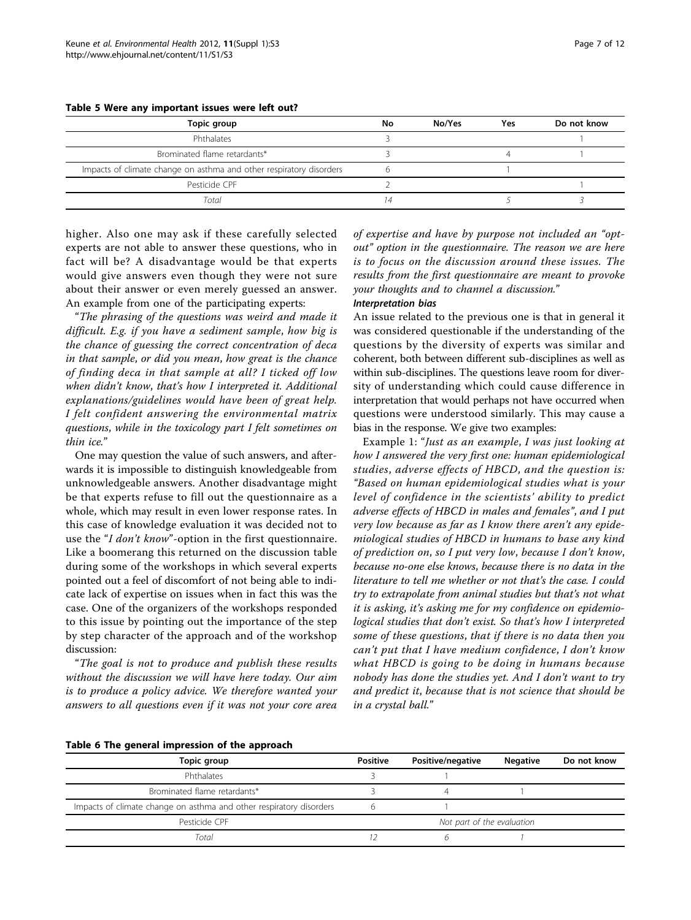**Table 5 Were any important issues were left out?**

| Topic group | No | No/Yes | Yes | Do not know |
| --- | --- | --- | --- | --- |
| Phthalates | 3 | | | 1 |
| Brominated flame retardants* | 3 | | 4 | 1 |
| Impacts of climate change on asthma and other respiratory disorders | 6 | | 1 | |
| Pesticide CPF | 2 | | | 1 |
| *Total* | *14* | | *5* | *3* |

higher. Also one may ask if these carefully selected experts are not able to answer these questions, who in fact will be? A disadvantage would be that experts would give answers even though they were not sure about their answer or even merely guessed an answer. An example from one of the participating experts:

"*The phrasing of the questions was weird and made it difficult. E.g. if you have a sediment sample, how big is the chance of guessing the correct concentration of deca in that sample, or did you mean, how great is the chance of finding deca in that sample at all? I ticked off low when didn't know, that's how I interpreted it. Additional explanations/guidelines would have been of great help. I felt confident answering the environmental matrix questions, while in the toxicology part I felt sometimes on thin ice.*"

One may question the value of such answers, and afterwards it is impossible to distinguish knowledgeable from unknowledgeable answers. Another disadvantage might be that experts refuse to fill out the questionnaire as a whole, which may result in even lower response rates. In this case of knowledge evaluation it was decided not to use the "*I don't know*"-option in the first questionnaire. Like a boomerang this returned on the discussion table during some of the workshops in which several experts pointed out a feel of discomfort of not being able to indicate lack of expertise on issues when in fact this was the case. One of the organizers of the workshops responded to this issue by pointing out the importance of the step by step character of the approach and of the workshop discussion:

"*The goal is not to produce and publish these results without the discussion we will have here today. Our aim is to produce a policy advice. We therefore wanted your answers to all questions even if it was not your core area of expertise and have by purpose not included an "opt-out" option in the questionnaire. The reason we are here is to focus on the discussion around these issues. The results from the first questionnaire are meant to provoke your thoughts and to channel a discussion.*"

#### *Interpretation bias*

An issue related to the previous one is that in general it was considered questionable if the understanding of the questions by the diversity of experts was similar and coherent, both between different sub-disciplines as well as within sub-disciplines. The questions leave room for diversity of understanding which could cause difference in interpretation that would perhaps not have occurred when questions were understood similarly. This may cause a bias in the response. We give two examples:

Example 1: "*Just as an example, I was just looking at how I answered the very first one: human epidemiological studies, adverse effects of HBCD, and the question is: "Based on human epidemiological studies what is your level of confidence in the scientists' ability to predict adverse effects of HBCD in males and females", and I put very low because as far as I know there aren't any epidemiological studies of HBCD in humans to base any kind of prediction on, so I put very low, because I don't know, because no-one else knows, because there is no data in the literature to tell me whether or not that's the case. I could try to extrapolate from animal studies but that's not what it is asking, it's asking me for my confidence on epidemiological studies that don't exist. So that's how I interpreted some of these questions, that if there is no data then you can't put that I have medium confidence, I don't know what HBCD is going to be doing in humans because nobody has done the studies yet. And I don't want to try and predict it, because that is not science that should be in a crystal ball.*"

**Table 6 The general impression of the approach**

| Topic group | Positive | Positive/negative | Negative | Do not know |
| --- | --- | --- | --- | --- |
| Phthalates | 3 | 1 | | |
| Brominated flame retardants* | 3 | 4 | 1 | |
| Impacts of climate change on asthma and other respiratory disorders | 6 | 1 | | |
| Pesticide CPF | *Not part of the evaluation* | | | |
| *Total* | *12* | *6* | *1* | |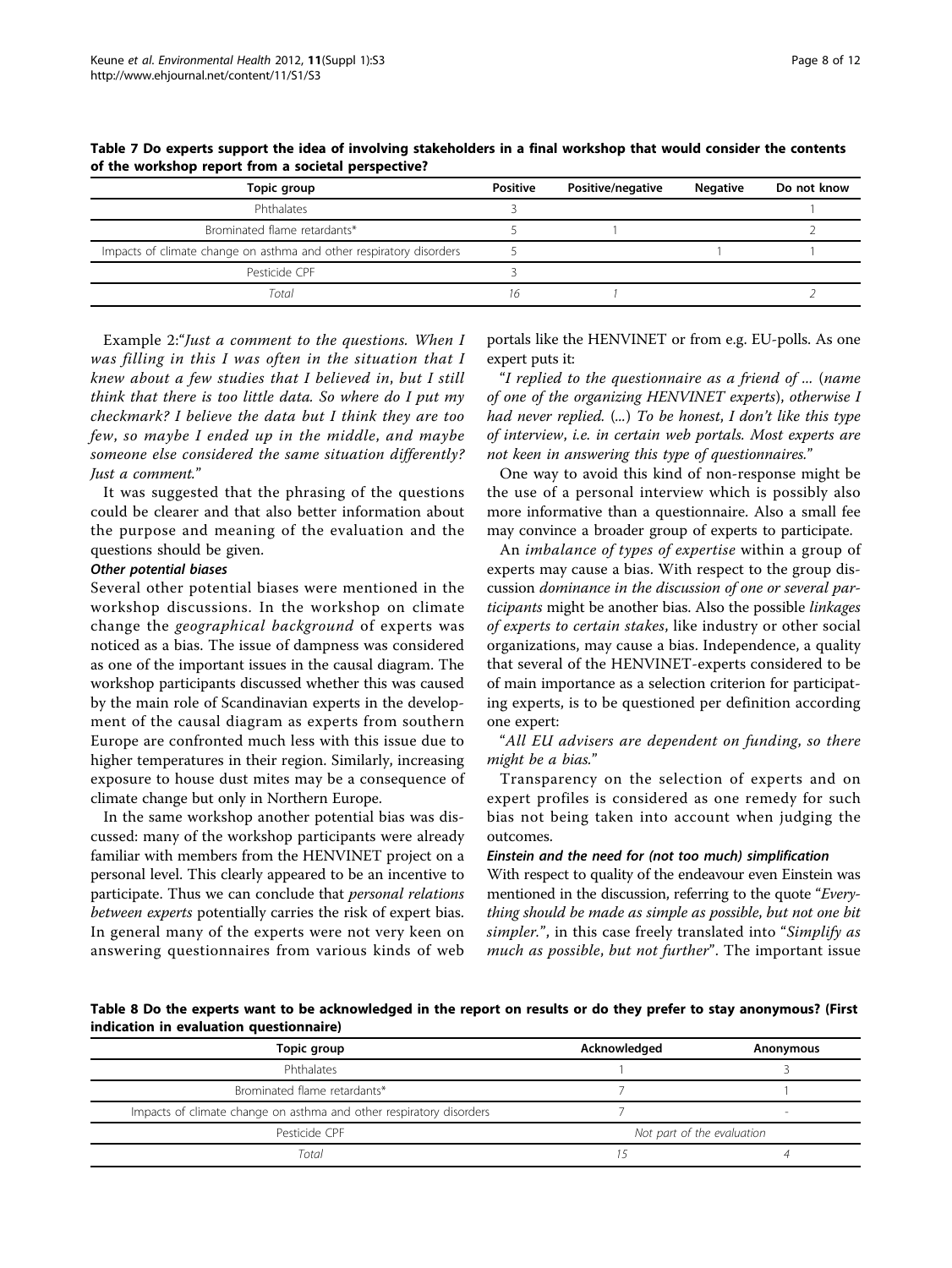**Table 7 Do experts support the idea of involving stakeholders in a final workshop that would consider the contents of the workshop report from a societal perspective?**

| Topic group | Positive | Positive/negative | Negative | Do not know |
|---|---|---|---|---|
| Phthalates | 3 | | | 1 |
| Brominated flame retardants* | 5 | 1 | | 2 |
| Impacts of climate change on asthma and other respiratory disorders | 5 | | 1 | 1 |
| Pesticide CPF | 3 | | | |
| *Total* | *16* | *1* | | *2* |

Example 2:"*Just a comment to the questions. When I was filling in this I was often in the situation that I knew about a few studies that I believed in, but I still think that there is too little data. So where do I put my checkmark? I believe the data but I think they are too few, so maybe I ended up in the middle, and maybe someone else considered the same situation differently? Just a comment.*"

It was suggested that the phrasing of the questions could be clearer and that also better information about the purpose and meaning of the evaluation and the questions should be given.

#### Other potential biases

Several other potential biases were mentioned in the workshop discussions. In the workshop on climate change the *geographical background* of experts was noticed as a bias. The issue of dampness was considered as one of the important issues in the causal diagram. The workshop participants discussed whether this was caused by the main role of Scandinavian experts in the development of the causal diagram as experts from southern Europe are confronted much less with this issue due to higher temperatures in their region. Similarly, increasing exposure to house dust mites may be a consequence of climate change but only in Northern Europe.

In the same workshop another potential bias was discussed: many of the workshop participants were already familiar with members from the HENVINET project on a personal level. This clearly appeared to be an incentive to participate. Thus we can conclude that *personal relations between experts* potentially carries the risk of expert bias. In general many of the experts were not very keen on answering questionnaires from various kinds of web portals like the HENVINET or from e.g. EU-polls. As one expert puts it:

"*I replied to the questionnaire as a friend of ...* (*name of one of the organizing HENVINET experts*)*, otherwise I had never replied.* (...) *To be honest, I don't like this type of interview, i.e. in certain web portals. Most experts are not keen in answering this type of questionnaires.*"

One way to avoid this kind of non-response might be the use of a personal interview which is possibly also more informative than a questionnaire. Also a small fee may convince a broader group of experts to participate.

An *imbalance of types of expertise* within a group of experts may cause a bias. With respect to the group discussion *dominance in the discussion of one or several participants* might be another bias. Also the possible *linkages of experts to certain stakes*, like industry or other social organizations, may cause a bias. Independence, a quality that several of the HENVINET-experts considered to be of main importance as a selection criterion for participating experts, is to be questioned per definition according one expert:

"*All EU advisers are dependent on funding, so there might be a bias.*"

Transparency on the selection of experts and on expert profiles is considered as one remedy for such bias not being taken into account when judging the outcomes.

#### Einstein and the need for (not too much) simplification

With respect to quality of the endeavour even Einstein was mentioned in the discussion, referring to the quote "*Everything should be made as simple as possible, but not one bit simpler.*", in this case freely translated into "*Simplify as much as possible, but not further*". The important issue

**Table 8 Do the experts want to be acknowledged in the report on results or do they prefer to stay anonymous? (First indication in evaluation questionnaire)**

| Topic group | Acknowledged | Anonymous |
|---|---|---|
| Phthalates | 1 | 3 |
| Brominated flame retardants* | 7 | 1 |
| Impacts of climate change on asthma and other respiratory disorders | 7 | - |
| Pesticide CPF | *Not part of the evaluation* | |
| *Total* | *15* | *4* |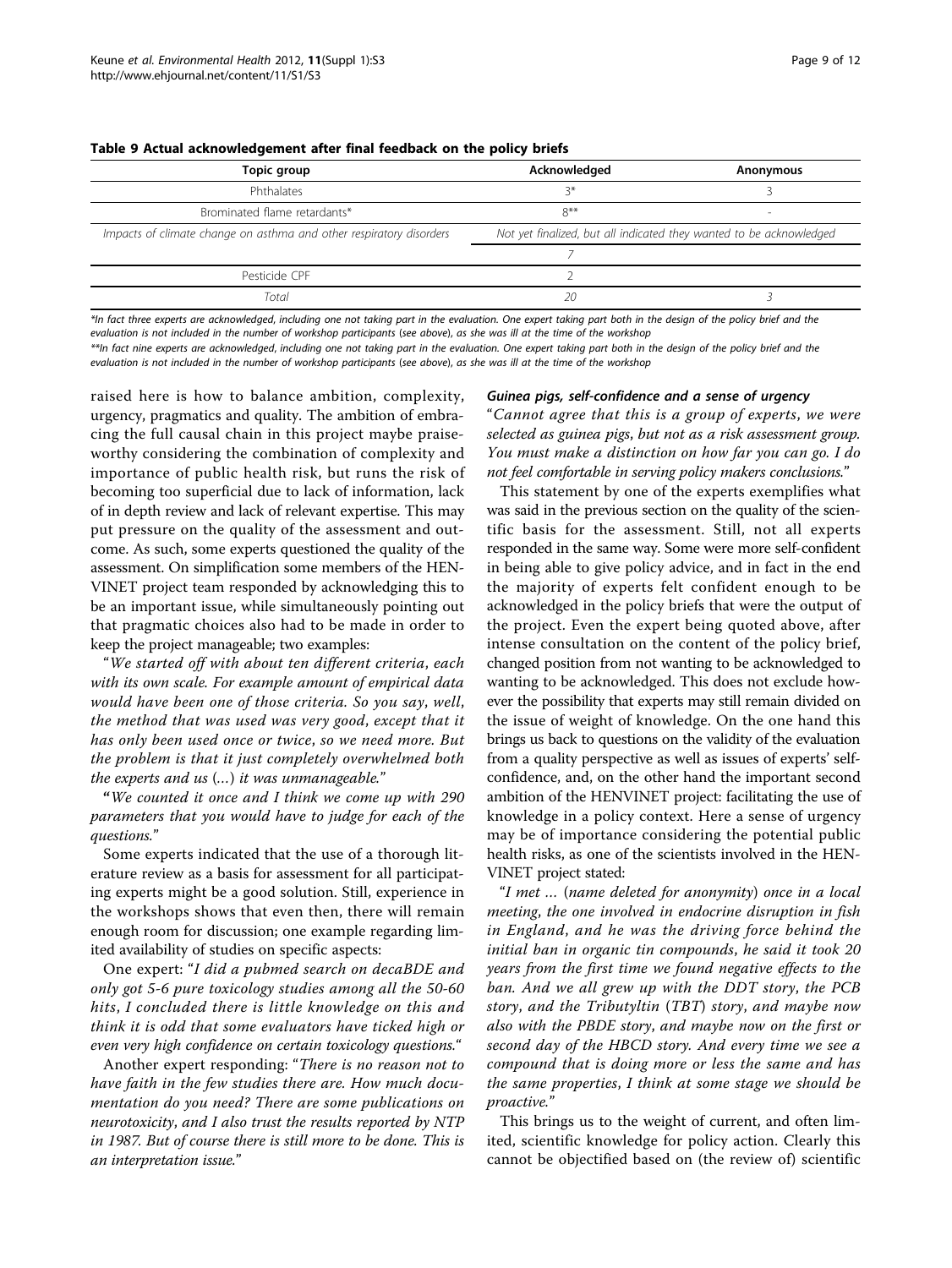**Table 9 Actual acknowledgement after final feedback on the policy briefs**

| Topic group | Acknowledged | Anonymous |
| --- | --- | --- |
| Phthalates | 3* | 3 |
| Brominated flame retardants* | 8** | - |
| *Impacts of climate change on asthma and other respiratory disorders* | *Not yet finalized, but all indicated they wanted to be acknowledged* | |
| | 7 | |
| Pesticide CPF | 2 | |
| *Total* | *20* | *3* |

*In fact three experts are acknowledged, including one not taking part in the evaluation. One expert taking part both in the design of the policy brief and the evaluation is not included in the number of workshop participants (see above), as she was ill at the time of the workshop

**In fact nine experts are acknowledged, including one not taking part in the evaluation. One expert taking part both in the design of the policy brief and the evaluation is not included in the number of workshop participants (see above), as she was ill at the time of the workshop

raised here is how to balance ambition, complexity, urgency, pragmatics and quality. The ambition of embracing the full causal chain in this project maybe praiseworthy considering the combination of complexity and importance of public health risk, but runs the risk of becoming too superficial due to lack of information, lack of in depth review and lack of relevant expertise. This may put pressure on the quality of the assessment and outcome. As such, some experts questioned the quality of the assessment. On simplification some members of the HENVINET project team responded by acknowledging this to be an important issue, while simultaneously pointing out that pragmatic choices also had to be made in order to keep the project manageable; two examples:

"*We started off with about ten different criteria, each with its own scale. For example amount of empirical data would have been one of those criteria. So you say, well, the method that was used was very good, except that it has only been used once or twice, so we need more. But the problem is that it just completely overwhelmed both the experts and us (...) it was unmanageable.*"

"*We counted it once and I think we come up with 290 parameters that you would have to judge for each of the questions.*"

Some experts indicated that the use of a thorough literature review as a basis for assessment for all participating experts might be a good solution. Still, experience in the workshops shows that even then, there will remain enough room for discussion; one example regarding limited availability of studies on specific aspects:

One expert: "*I did a pubmed search on decaBDE and only got 5-6 pure toxicology studies among all the 50-60 hits, I concluded there is little knowledge on this and think it is odd that some evaluators have ticked high or even very high confidence on certain toxicology questions.*"

Another expert responding: "*There is no reason not to have faith in the few studies there are. How much documentation do you need? There are some publications on neurotoxicity, and I also trust the results reported by NTP in 1987. But of course there is still more to be done. This is an interpretation issue.*"

#### Guinea pigs, self-confidence and a sense of urgency

"*Cannot agree that this is a group of experts, we were selected as guinea pigs, but not as a risk assessment group. You must make a distinction on how far you can go. I do not feel comfortable in serving policy makers conclusions.*"

This statement by one of the experts exemplifies what was said in the previous section on the quality of the scientific basis for the assessment. Still, not all experts responded in the same way. Some were more self-confident in being able to give policy advice, and in fact in the end the majority of experts felt confident enough to be acknowledged in the policy briefs that were the output of the project. Even the expert being quoted above, after intense consultation on the content of the policy brief, changed position from not wanting to be acknowledged to wanting to be acknowledged. This does not exclude however the possibility that experts may still remain divided on the issue of weight of knowledge. On the one hand this brings us back to questions on the validity of the evaluation from a quality perspective as well as issues of experts' self-confidence, and, on the other hand the important second ambition of the HENVINET project: facilitating the use of knowledge in a policy context. Here a sense of urgency may be of importance considering the potential public health risks, as one of the scientists involved in the HENVINET project stated:

"*I met ... (name deleted for anonymity) once in a local meeting, the one involved in endocrine disruption in fish in England, and he was the driving force behind the initial ban in organic tin compounds, he said it took 20 years from the first time we found negative effects to the ban. And we all grew up with the DDT story, the PCB story, and the Tributyltin (TBT) story, and maybe now also with the PBDE story, and maybe now on the first or second day of the HBCD story. And every time we see a compound that is doing more or less the same and has the same properties, I think at some stage we should be proactive.*"

This brings us to the weight of current, and often limited, scientific knowledge for policy action. Clearly this cannot be objectified based on (the review of) scientific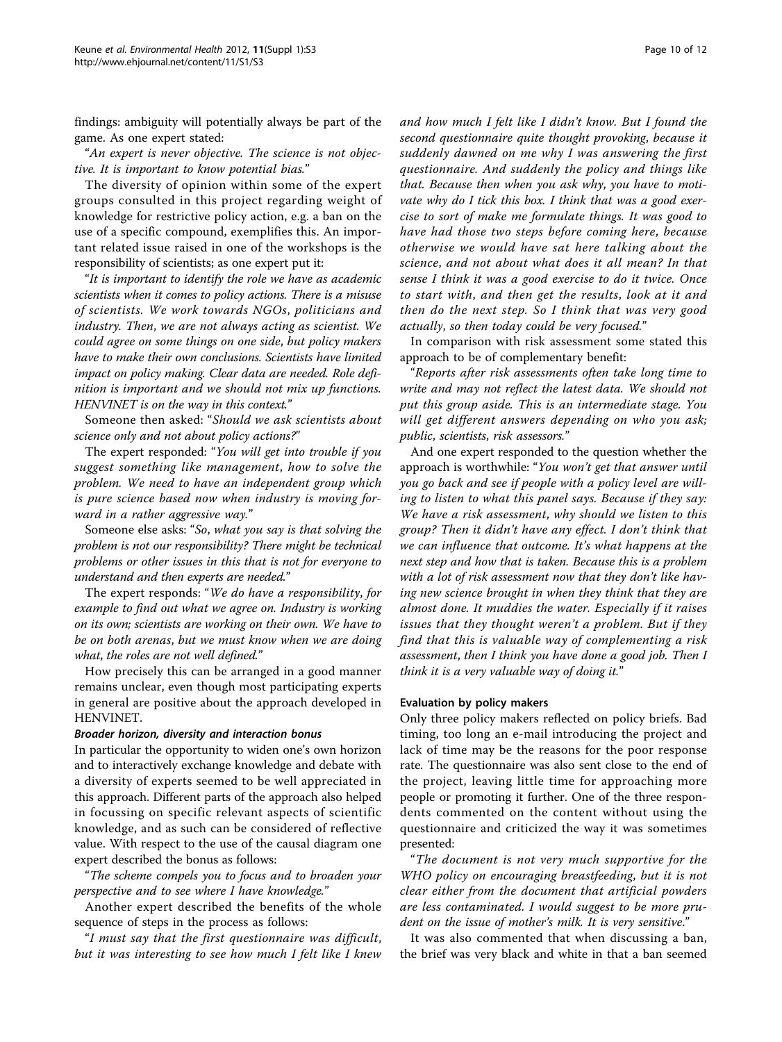findings: ambiguity will potentially always be part of the game. As one expert stated:

"*An expert is never objective. The science is not objective. It is important to know potential bias.*"

The diversity of opinion within some of the expert groups consulted in this project regarding weight of knowledge for restrictive policy action, e.g. a ban on the use of a specific compound, exemplifies this. An important related issue raised in one of the workshops is the responsibility of scientists; as one expert put it:

"*It is important to identify the role we have as academic scientists when it comes to policy actions. There is a misuse of scientists. We work towards NGOs, politicians and industry. Then, we are not always acting as scientist. We could agree on some things on one side, but policy makers have to make their own conclusions. Scientists have limited impact on policy making. Clear data are needed. Role definition is important and we should not mix up functions. HENVINET is on the way in this context.*"

Someone then asked: "*Should we ask scientists about science only and not about policy actions?*"

The expert responded: "*You will get into trouble if you suggest something like management, how to solve the problem. We need to have an independent group which is pure science based now when industry is moving forward in a rather aggressive way.*"

Someone else asks: "*So, what you say is that solving the problem is not our responsibility? There might be technical problems or other issues in this that is not for everyone to understand and then experts are needed.*"

The expert responds: "*We do have a responsibility, for example to find out what we agree on. Industry is working on its own; scientists are working on their own. We have to be on both arenas, but we must know when we are doing what, the roles are not well defined.*"

How precisely this can be arranged in a good manner remains unclear, even though most participating experts in general are positive about the approach developed in HENVINET.

#### Broader horizon, diversity and interaction bonus

In particular the opportunity to widen one's own horizon and to interactively exchange knowledge and debate with a diversity of experts seemed to be well appreciated in this approach. Different parts of the approach also helped in focussing on specific relevant aspects of scientific knowledge, and as such can be considered of reflective value. With respect to the use of the causal diagram one expert described the bonus as follows:

"*The scheme compels you to focus and to broaden your perspective and to see where I have knowledge.*"

Another expert described the benefits of the whole sequence of steps in the process as follows:

"*I must say that the first questionnaire was difficult, but it was interesting to see how much I felt like I knew and how much I felt like I didn't know. But I found the second questionnaire quite thought provoking, because it suddenly dawned on me why I was answering the first questionnaire. And suddenly the policy and things like that. Because then when you ask why, you have to motivate why do I tick this box. I think that was a good exercise to sort of make me formulate things. It was good to have had those two steps before coming here, because otherwise we would have sat here talking about the science, and not about what does it all mean? In that sense I think it was a good exercise to do it twice. Once to start with, and then get the results, look at it and then do the next step. So I think that was very good actually, so then today could be very focused.*"

In comparison with risk assessment some stated this approach to be of complementary benefit:

"*Reports after risk assessments often take long time to write and may not reflect the latest data. We should not put this group aside. This is an intermediate stage. You will get different answers depending on who you ask; public, scientists, risk assessors.*"

And one expert responded to the question whether the approach is worthwhile: "*You won't get that answer until you go back and see if people with a policy level are willing to listen to what this panel says. Because if they say: We have a risk assessment, why should we listen to this group? Then it didn't have any effect. I don't think that we can influence that outcome. It's what happens at the next step and how that is taken. Because this is a problem with a lot of risk assessment now that they don't like having new science brought in when they think that they are almost done. It muddies the water. Especially if it raises issues that they thought weren't a problem. But if they find that this is valuable way of complementing a risk assessment, then I think you have done a good job. Then I think it is a very valuable way of doing it.*"

### Evaluation by policy makers

Only three policy makers reflected on policy briefs. Bad timing, too long an e-mail introducing the project and lack of time may be the reasons for the poor response rate. The questionnaire was also sent close to the end of the project, leaving little time for approaching more people or promoting it further. One of the three respondents commented on the content without using the questionnaire and criticized the way it was sometimes presented:

"*The document is not very much supportive for the WHO policy on encouraging breastfeeding, but it is not clear either from the document that artificial powders are less contaminated. I would suggest to be more prudent on the issue of mother's milk. It is very sensitive.*"

It was also commented that when discussing a ban, the brief was very black and white in that a ban seemed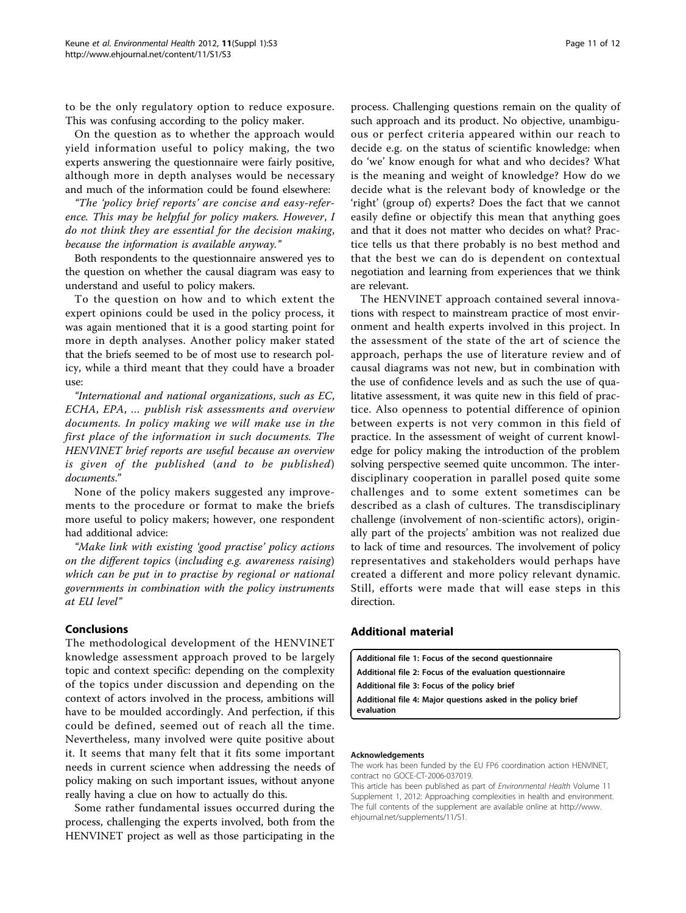to be the only regulatory option to reduce exposure. This was confusing according to the policy maker.

On the question as to whether the approach would yield information useful to policy making, the two experts answering the questionnaire were fairly positive, although more in depth analyses would be necessary and much of the information could be found elsewhere:

*"The 'policy brief reports' are concise and easy-reference. This may be helpful for policy makers. However, I do not think they are essential for the decision making, because the information is available anyway."*

Both respondents to the questionnaire answered yes to the question on whether the causal diagram was easy to understand and useful to policy makers.

To the question on how and to which extent the expert opinions could be used in the policy process, it was again mentioned that it is a good starting point for more in depth analyses. Another policy maker stated that the briefs seemed to be of most use to research policy, while a third meant that they could have a broader use:

*"International and national organizations, such as EC, ECHA, EPA, ... publish risk assessments and overview documents. In policy making we will make use in the first place of the information in such documents. The HENVINET brief reports are useful because an overview is given of the published (and to be published) documents."*

None of the policy makers suggested any improvements to the procedure or format to make the briefs more useful to policy makers; however, one respondent had additional advice:

*"Make link with existing 'good practise' policy actions on the different topics (including e.g. awareness raising) which can be put in to practise by regional or national governments in combination with the policy instruments at EU level"*

## Conclusions

The methodological development of the HENVINET knowledge assessment approach proved to be largely topic and context specific: depending on the complexity of the topics under discussion and depending on the context of actors involved in the process, ambitions will have to be moulded accordingly. And perfection, if this could be defined, seemed out of reach all the time. Nevertheless, many involved were quite positive about it. It seems that many felt that it fits some important needs in current science when addressing the needs of policy making on such important issues, without anyone really having a clue on how to actually do this.

Some rather fundamental issues occurred during the process, challenging the experts involved, both from the HENVINET project as well as those participating in the process. Challenging questions remain on the quality of such approach and its product. No objective, unambiguous or perfect criteria appeared within our reach to decide e.g. on the status of scientific knowledge: when do 'we' know enough for what and who decides? What is the meaning and weight of knowledge? How do we decide what is the relevant body of knowledge or the 'right' (group of) experts? Does the fact that we cannot easily define or objectify this mean that anything goes and that it does not matter who decides on what? Practice tells us that there probably is no best method and that the best we can do is dependent on contextual negotiation and learning from experiences that we think are relevant.

The HENVINET approach contained several innovations with respect to mainstream practice of most environment and health experts involved in this project. In the assessment of the state of the art of science the approach, perhaps the use of literature review and of causal diagrams was not new, but in combination with the use of confidence levels and as such the use of qualitative assessment, it was quite new in this field of practice. Also openness to potential difference of opinion between experts is not very common in this field of practice. In the assessment of weight of current knowledge for policy making the introduction of the problem solving perspective seemed quite uncommon. The interdisciplinary cooperation in parallel posed quite some challenges and to some extent sometimes can be described as a clash of cultures. The transdisciplinary challenge (involvement of non-scientific actors), originally part of the projects' ambition was not realized due to lack of time and resources. The involvement of policy representatives and stakeholders would perhaps have created a different and more policy relevant dynamic. Still, efforts were made that will ease steps in this direction.

## Additional material

**Additional file 1: Focus of the second questionnaire**

**Additional file 2: Focus of the evaluation questionnaire**

**Additional file 3: Focus of the policy brief**

**Additional file 4: Major questions asked in the policy brief evaluation**

#### Acknowledgements

The work has been funded by the EU FP6 coordination action HENVINET, contract no GOCE-CT-2006-037019.

This article has been published as part of *Environmental Health* Volume 11 Supplement 1, 2012: Approaching complexities in health and environment. The full contents of the supplement are available online at http://www.ehjournal.net/supplements/11/S1.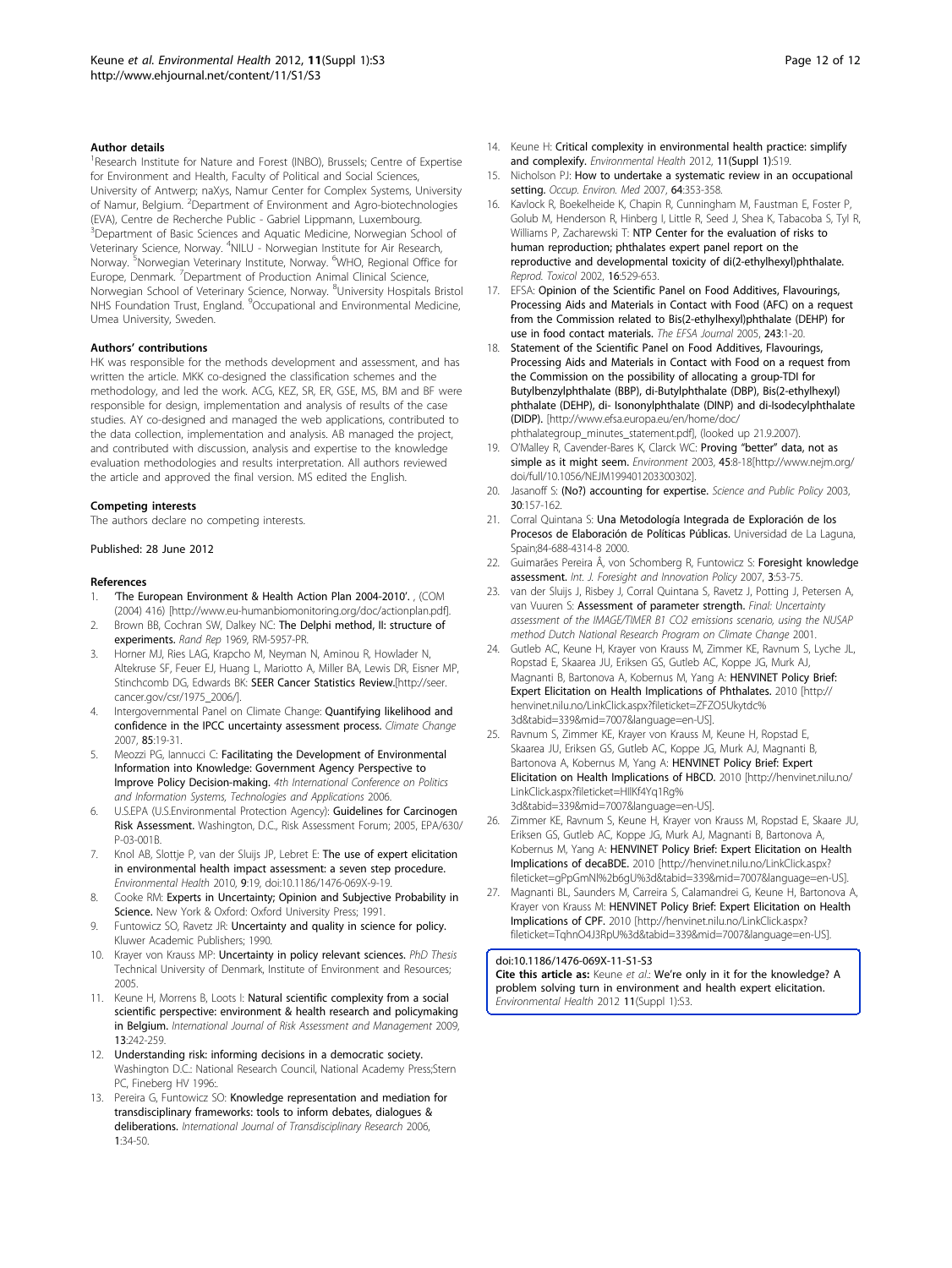### Author details

[1]Research Institute for Nature and Forest (INBO), Brussels; Centre of Expertise for Environment and Health, Faculty of Political and Social Sciences, University of Antwerp; naXys, Namur Center for Complex Systems, University of Namur, Belgium. [2]Department of Environment and Agro-biotechnologies (EVA), Centre de Recherche Public - Gabriel Lippmann, Luxembourg. [3]Department of Basic Sciences and Aquatic Medicine, Norwegian School of Veterinary Science, Norway. [4]NILU - Norwegian Institute for Air Research, Norway. [5]Norwegian Veterinary Institute, Norway. [6]WHO, Regional Office for Europe, Denmark. [7]Department of Production Animal Clinical Science, Norwegian School of Veterinary Science, Norway. [8]University Hospitals Bristol NHS Foundation Trust, England. [9]Occupational and Environmental Medicine, Umea University, Sweden.

### Authors' contributions

HK was responsible for the methods development and assessment, and has written the article. MKK co-designed the classification schemes and the methodology, and led the work. ACG, KEZ, SR, ER, GSE, MS, BM and BF were responsible for design, implementation and analysis of results of the case studies. AY co-designed and managed the web applications, contributed to the data collection, implementation and analysis. AB managed the project, and contributed with discussion, analysis and expertise to the knowledge evaluation methodologies and results interpretation. All authors reviewed the article and approved the final version. MS edited the English.

### Competing interests

The authors declare no competing interests.

Published: 28 June 2012

### References

1. 'The European Environment & Health Action Plan 2004-2010'. , (COM (2004) 416) [http://www.eu-humanbiomonitoring.org/doc/actionplan.pdf].
2. Brown BB, Cochran SW, Dalkey NC: **The Delphi method, II: structure of experiments.** *Rand Rep* 1969, RM-5957-PR.
3. Horner MJ, Ries LAG, Krapcho M, Neyman N, Aminou R, Howlader N, Altekruse SF, Feuer EJ, Huang L, Mariotto A, Miller BA, Lewis DR, Eisner MP, Stinchcomb DG, Edwards BK: **SEER Cancer Statistics Review.**[http://seer.cancer.gov/csr/1975_2006/].
4. Intergovernmental Panel on Climate Change: **Quantifying likelihood and confidence in the IPCC uncertainty assessment process.** *Climate Change* 2007, **85**:19-31.
5. Meozzi PG, Iannucci C: **Facilitating the Development of Environmental Information into Knowledge: Government Agency Perspective to Improve Policy Decision-making.** *4th International Conference on Politics and Information Systems, Technologies and Applications* 2006.
6. U.S.EPA (U.S.Environmental Protection Agency): **Guidelines for Carcinogen Risk Assessment.** Washington, D.C., Risk Assessment Forum; 2005, EPA/630/P-03-001B.
7. Knol AB, Slottje P, van der Sluijs JP, Lebret E: **The use of expert elicitation in environmental health impact assessment: a seven step procedure.** *Environmental Health* 2010, **9**:19, doi:10.1186/1476-069X-9-19.
8. Cooke RM: **Experts in Uncertainty; Opinion and Subjective Probability in Science.** New York & Oxford: Oxford University Press; 1991.
9. Funtowicz SO, Ravetz JR: **Uncertainty and quality in science for policy.** Kluwer Academic Publishers; 1990.
10. Krayer von Krauss MP: **Uncertainty in policy relevant sciences.** *PhD Thesis* Technical University of Denmark, Institute of Environment and Resources; 2005.
11. Keune H, Morrens B, Loots I: **Natural scientific complexity from a social scientific perspective: environment & health research and policymaking in Belgium.** *International Journal of Risk Assessment and Management* 2009, **13**:242-259.
12. **Understanding risk: informing decisions in a democratic society.** Washington D.C.: National Research Council, National Academy Press;Stern PC, Fineberg HV 1996:.
13. Pereira G, Funtowicz SO: **Knowledge representation and mediation for transdisciplinary frameworks: tools to inform debates, dialogues & deliberations.** *International Journal of Transdisciplinary Research* 2006, **1**:34-50.
14. Keune H: **Critical complexity in environmental health practice: simplify and complexify.** *Environmental Health* 2012, **11(Suppl 1)**:S19.
15. Nicholson PJ: **How to undertake a systematic review in an occupational setting.** *Occup. Environ. Med* 2007, **64**:353-358.
16. Kavlock R, Boekelheide K, Chapin R, Cunningham M, Faustman E, Foster P, Golub M, Henderson R, Hinberg I, Little R, Seed J, Shea K, Tabacoba S, Tyl R, Williams P, Zacharewski T: **NTP Center for the evaluation of risks to human reproduction; phthalates expert panel report on the reproductive and developmental toxicity of di(2-ethylhexyl)phthalate.** *Reprod. Toxicol* 2002, **16**:529-653.
17. EFSA: **Opinion of the Scientific Panel on Food Additives, Flavourings, Processing Aids and Materials in Contact with Food (AFC) on a request from the Commission related to Bis(2-ethylhexyl)phthalate (DEHP) for use in food contact materials.** *The EFSA Journal* 2005, **243**:1-20.
18. **Statement of the Scientific Panel on Food Additives, Flavourings, Processing Aids and Materials in Contact with Food on a request from the Commission on the possibility of allocating a group-TDI for Butylbenzylphthalate (BBP), di-Butylphthalate (DBP), Bis(2-ethylhexyl) phthalate (DEHP), di- Isononylphthalate (DINP) and di-Isodecylphthalate (DIDP).** [http://www.efsa.europa.eu/en/home/doc/phthalategroup_minutes_statement.pdf], (looked up 21.9.2007).
19. O'Malley R, Cavender-Bares K, Clarck WC: **Proving "better" data, not as simple as it might seem.** *Environment* 2003, **45**:8-18[http://www.nejm.org/doi/full/10.1056/NEJM199401203300302].
20. Jasanoff S: **(No?) accounting for expertise.** *Science and Public Policy* 2003, **30**:157-162.
21. Corral Quintana S: **Una Metodología Integrada de Exploración de los Procesos de Elaboración de Políticas Públicas.** Universidad de La Laguna, Spain;84-688-4314-8 2000.
22. Guimarães Pereira Â, von Schomberg R, Funtowicz S: **Foresight knowledge assessment.** *Int. J. Foresight and Innovation Policy* 2007, **3**:53-75.
23. van der Sluijs J, Risbey J, Corral Quintana S, Ravetz J, Potting J, Petersen A, van Vuuren S: **Assessment of parameter strength.** *Final: Uncertainty assessment of the IMAGE/TIMER B1 CO2 emissions scenario, using the NUSAP method Dutch National Research Program on Climate Change* 2001.
24. Gutleb AC, Keune H, Krayer von Krauss M, Zimmer KE, Ravnum S, Lyche JL, Ropstad E, Skaarea JU, Eriksen GS, Gutleb AC, Koppe JG, Murk AJ, Magnanti B, Bartonova A, Kobernus M, Yang A: **HENVINET Policy Brief: Expert Elicitation on Health Implications of Phthalates.** 2010 [http://henvinet.nilu.no/LinkClick.aspx?fileticket=ZFZO5Ukytdc%3d&tabid=339&mid=7007&language=en-US].
25. Ravnum S, Zimmer KE, Krayer von Krauss M, Keune H, Ropstad E, Skaarea JU, Eriksen GS, Gutleb AC, Koppe JG, Murk AJ, Magnanti B, Bartonova A, Kobernus M, Yang A: **HENVINET Policy Brief: Expert Elicitation on Health Implications of HBCD.** 2010 [http://henvinet.nilu.no/LinkClick.aspx?fileticket=HlIKf4Yq1Rg%3d&tabid=339&mid=7007&language=en-US].
26. Zimmer KE, Ravnum S, Keune H, Krayer von Krauss M, Ropstad E, Skaare JU, Eriksen GS, Gutleb AC, Koppe JG, Murk AJ, Magnanti B, Bartonova A, Kobernus M, Yang A: **HENVINET Policy Brief: Expert Elicitation on Health Implications of decaBDE.** 2010 [http://henvinet.nilu.no/LinkClick.aspx?fileticket=gPpGmNI%2b6gU%3d&tabid=339&mid=7007&language=en-US].
27. Magnanti BL, Saunders M, Carreira S, Calamandrei G, Keune H, Bartonova A, Krayer von Krauss M: **HENVINET Policy Brief: Expert Elicitation on Health Implications of CPF.** 2010 [http://henvinet.nilu.no/LinkClick.aspx?fileticket=TqhnO4J3RpU%3d&tabid=339&mid=7007&language=en-US].

doi:10.1186/1476-069X-11-S1-S3

**Cite this article as:** Keune *et al.*: We're only in it for the knowledge? A problem solving turn in environment and health expert elicitation. *Environmental Health* 2012 **11**(Suppl 1):S3.